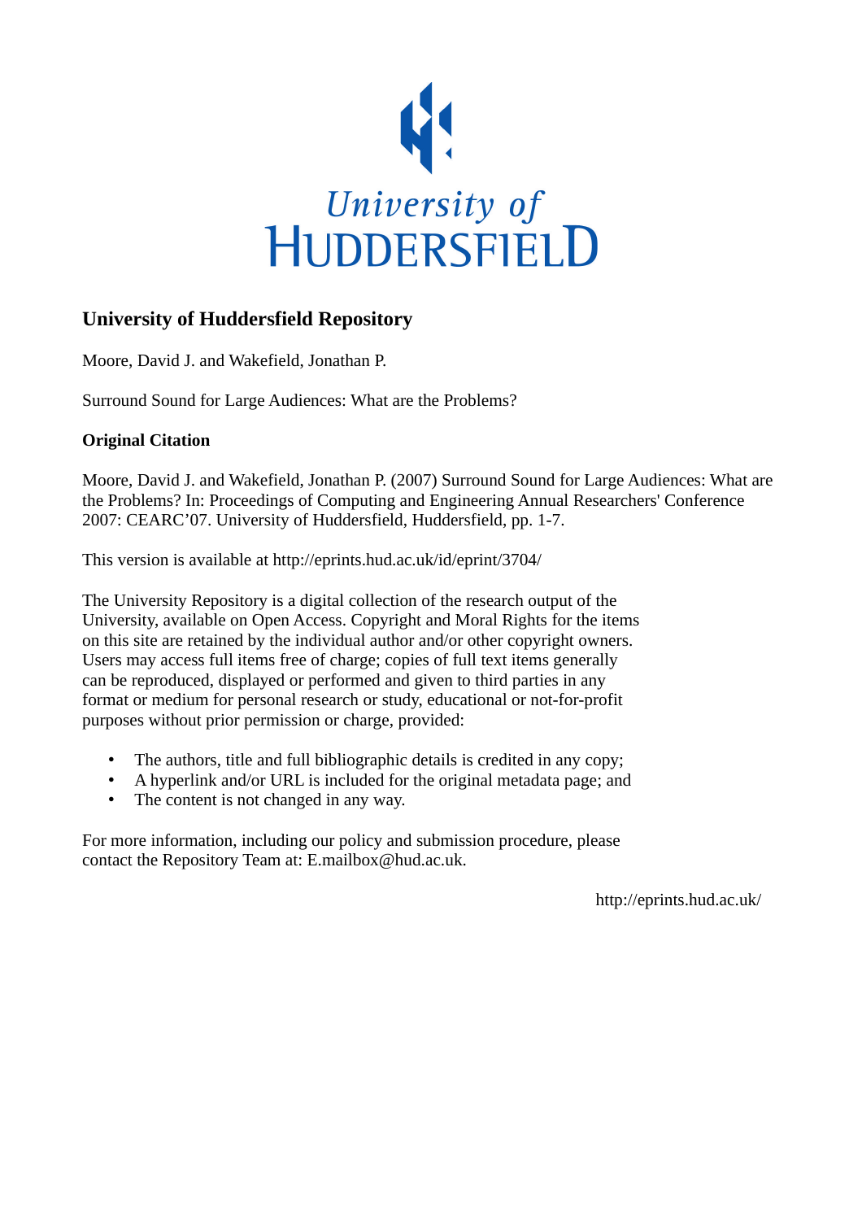University of
HUDDERSFIELD

## University of Huddersfield Repository

Moore, David J. and Wakefield, Jonathan P.

Surround Sound for Large Audiences: What are the Problems?

### Original Citation

Moore, David J. and Wakefield, Jonathan P. (2007) Surround Sound for Large Audiences: What are the Problems? In: Proceedings of Computing and Engineering Annual Researchers' Conference 2007: CEARC'07. University of Huddersfield, Huddersfield, pp. 1-7.

This version is available at http://eprints.hud.ac.uk/id/eprint/3704/

The University Repository is a digital collection of the research output of the University, available on Open Access. Copyright and Moral Rights for the items on this site are retained by the individual author and/or other copyright owners. Users may access full items free of charge; copies of full text items generally can be reproduced, displayed or performed and given to third parties in any format or medium for personal research or study, educational or not-for-profit purposes without prior permission or charge, provided:

- The authors, title and full bibliographic details is credited in any copy;
- A hyperlink and/or URL is included for the original metadata page; and
- The content is not changed in any way.

For more information, including our policy and submission procedure, please contact the Repository Team at: E.mailbox@hud.ac.uk.

http://eprints.hud.ac.uk/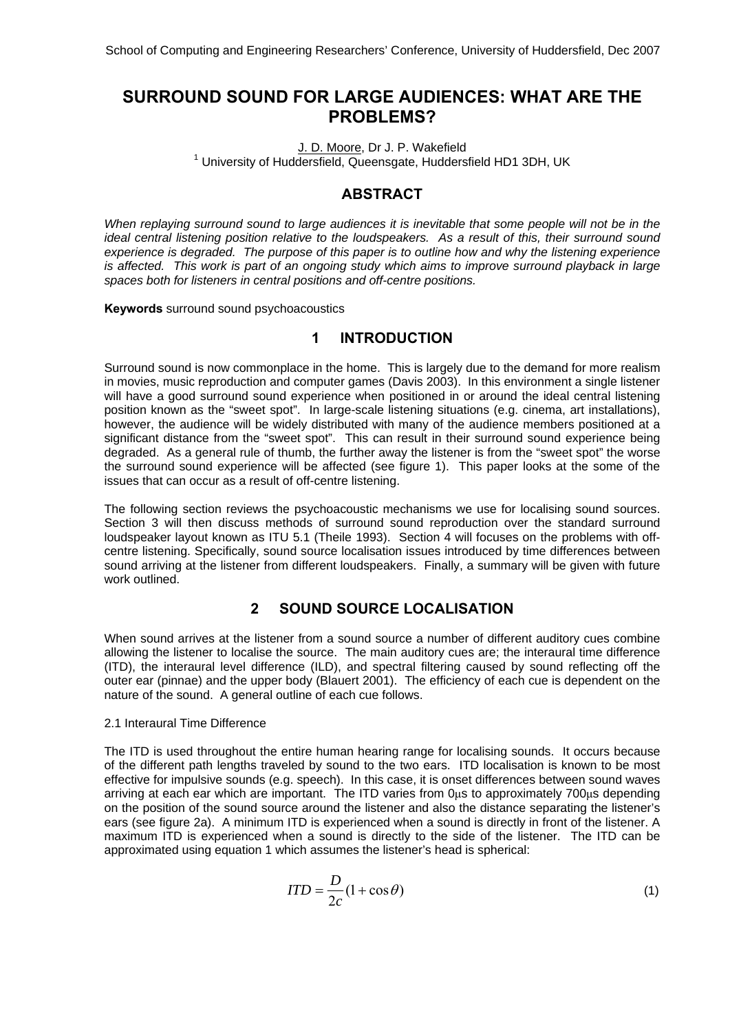# SURROUND SOUND FOR LARGE AUDIENCES: WHAT ARE THE PROBLEMS?

J. D. Moore, Dr J. P. Wakefield
[1] University of Huddersfield, Queensgate, Huddersfield HD1 3DH, UK

## ABSTRACT

*When replaying surround sound to large audiences it is inevitable that some people will not be in the ideal central listening position relative to the loudspeakers. As a result of this, their surround sound experience is degraded. The purpose of this paper is to outline how and why the listening experience is affected. This work is part of an ongoing study which aims to improve surround playback in large spaces both for listeners in central positions and off-centre positions.*

**Keywords** surround sound psychoacoustics

## 1 INTRODUCTION

Surround sound is now commonplace in the home. This is largely due to the demand for more realism in movies, music reproduction and computer games (Davis 2003). In this environment a single listener will have a good surround sound experience when positioned in or around the ideal central listening position known as the "sweet spot". In large-scale listening situations (e.g. cinema, art installations), however, the audience will be widely distributed with many of the audience members positioned at a significant distance from the "sweet spot". This can result in their surround sound experience being degraded. As a general rule of thumb, the further away the listener is from the "sweet spot" the worse the surround sound experience will be affected (see figure 1). This paper looks at the some of the issues that can occur as a result of off-centre listening.

The following section reviews the psychoacoustic mechanisms we use for localising sound sources. Section 3 will then discuss methods of surround sound reproduction over the standard surround loudspeaker layout known as ITU 5.1 (Theile 1993). Section 4 will focuses on the problems with off-centre listening. Specifically, sound source localisation issues introduced by time differences between sound arriving at the listener from different loudspeakers. Finally, a summary will be given with future work outlined.

## 2 SOUND SOURCE LOCALISATION

When sound arrives at the listener from a sound source a number of different auditory cues combine allowing the listener to localise the source. The main auditory cues are; the interaural time difference (ITD), the interaural level difference (ILD), and spectral filtering caused by sound reflecting off the outer ear (pinnae) and the upper body (Blauert 2001). The efficiency of each cue is dependent on the nature of the sound. A general outline of each cue follows.

### 2.1 Interaural Time Difference

The ITD is used throughout the entire human hearing range for localising sounds. It occurs because of the different path lengths traveled by sound to the two ears. ITD localisation is known to be most effective for impulsive sounds (e.g. speech). In this case, it is onset differences between sound waves arriving at each ear which are important. The ITD varies from 0μs to approximately 700μs depending on the position of the sound source around the listener and also the distance separating the listener's ears (see figure 2a). A minimum ITD is experienced when a sound is directly in front of the listener. A maximum ITD is experienced when a sound is directly to the side of the listener. The ITD can be approximated using equation 1 which assumes the listener's head is spherical:

$$ITD = \frac{D}{2c}(1 + \cos\theta) \tag{1}$$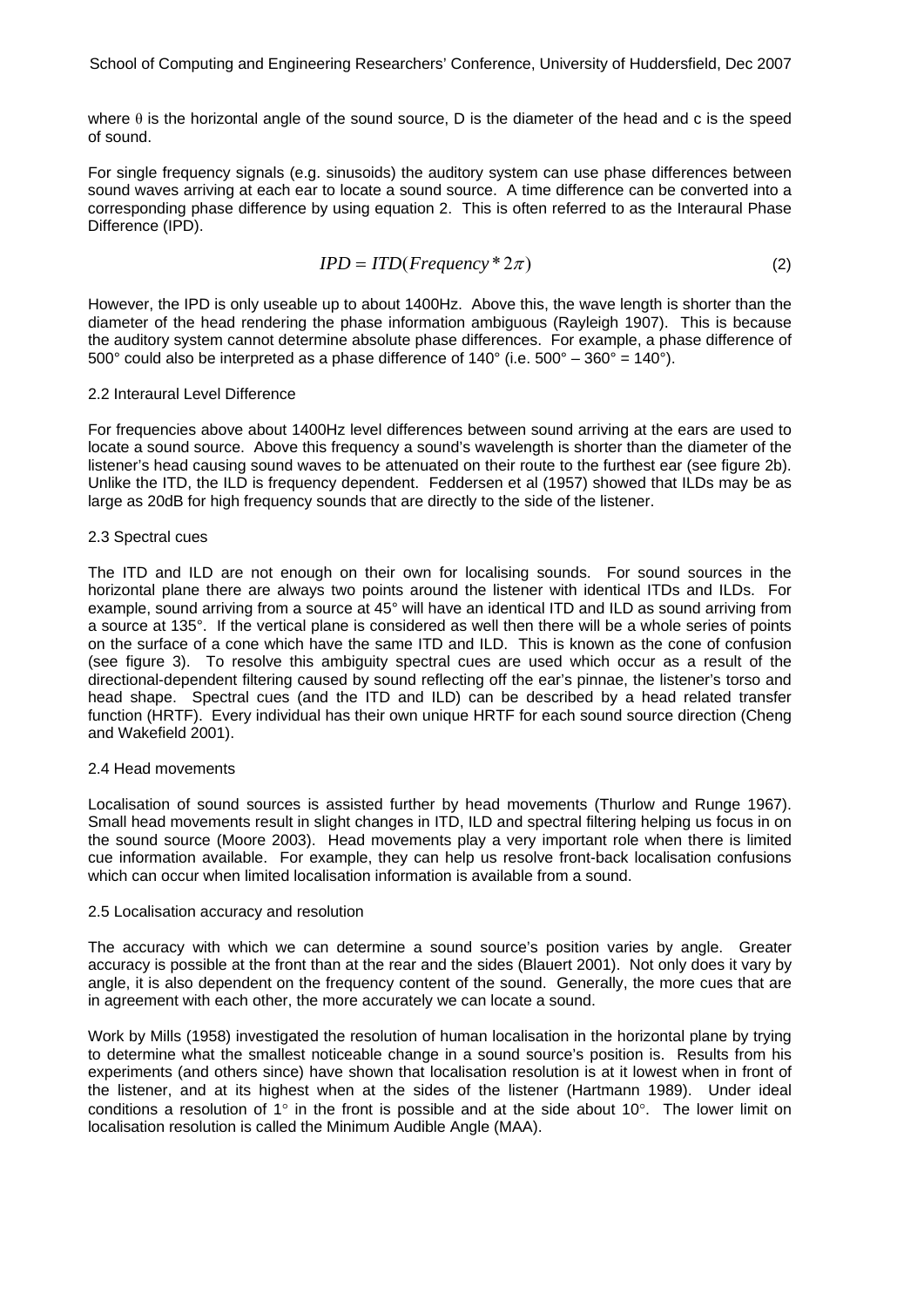where θ is the horizontal angle of the sound source, D is the diameter of the head and c is the speed of sound.

For single frequency signals (e.g. sinusoids) the auditory system can use phase differences between sound waves arriving at each ear to locate a sound source. A time difference can be converted into a corresponding phase difference by using equation 2. This is often referred to as the Interaural Phase Difference (IPD).

$$IPD = ITD(Frequency * 2\pi) \tag{2}$$

However, the IPD is only useable up to about 1400Hz. Above this, the wave length is shorter than the diameter of the head rendering the phase information ambiguous (Rayleigh 1907). This is because the auditory system cannot determine absolute phase differences. For example, a phase difference of 500° could also be interpreted as a phase difference of 140° (i.e. 500° – 360° = 140°).

### 2.2 Interaural Level Difference

For frequencies above about 1400Hz level differences between sound arriving at the ears are used to locate a sound source. Above this frequency a sound's wavelength is shorter than the diameter of the listener's head causing sound waves to be attenuated on their route to the furthest ear (see figure 2b). Unlike the ITD, the ILD is frequency dependent. Feddersen et al (1957) showed that ILDs may be as large as 20dB for high frequency sounds that are directly to the side of the listener.

### 2.3 Spectral cues

The ITD and ILD are not enough on their own for localising sounds. For sound sources in the horizontal plane there are always two points around the listener with identical ITDs and ILDs. For example, sound arriving from a source at 45° will have an identical ITD and ILD as sound arriving from a source at 135°. If the vertical plane is considered as well then there will be a whole series of points on the surface of a cone which have the same ITD and ILD. This is known as the cone of confusion (see figure 3). To resolve this ambiguity spectral cues are used which occur as a result of the directional-dependent filtering caused by sound reflecting off the ear's pinnae, the listener's torso and head shape. Spectral cues (and the ITD and ILD) can be described by a head related transfer function (HRTF). Every individual has their own unique HRTF for each sound source direction (Cheng and Wakefield 2001).

### 2.4 Head movements

Localisation of sound sources is assisted further by head movements (Thurlow and Runge 1967). Small head movements result in slight changes in ITD, ILD and spectral filtering helping us focus in on the sound source (Moore 2003). Head movements play a very important role when there is limited cue information available. For example, they can help us resolve front-back localisation confusions which can occur when limited localisation information is available from a sound.

### 2.5 Localisation accuracy and resolution

The accuracy with which we can determine a sound source's position varies by angle. Greater accuracy is possible at the front than at the rear and the sides (Blauert 2001). Not only does it vary by angle, it is also dependent on the frequency content of the sound. Generally, the more cues that are in agreement with each other, the more accurately we can locate a sound.

Work by Mills (1958) investigated the resolution of human localisation in the horizontal plane by trying to determine what the smallest noticeable change in a sound source's position is. Results from his experiments (and others since) have shown that localisation resolution is at it lowest when in front of the listener, and at its highest when at the sides of the listener (Hartmann 1989). Under ideal conditions a resolution of 1° in the front is possible and at the side about 10°. The lower limit on localisation resolution is called the Minimum Audible Angle (MAA).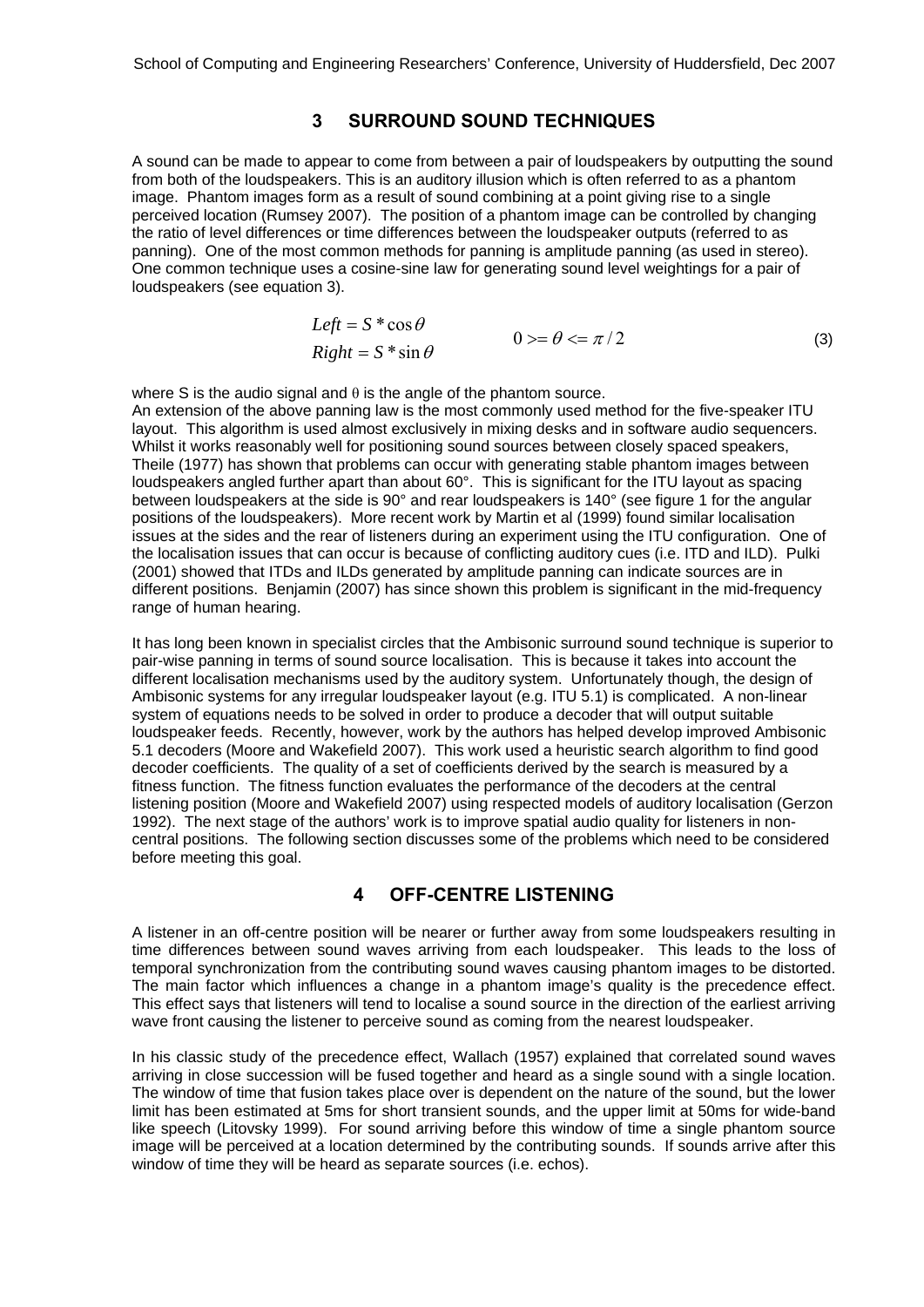## 3 SURROUND SOUND TECHNIQUES

A sound can be made to appear to come from between a pair of loudspeakers by outputting the sound from both of the loudspeakers. This is an auditory illusion which is often referred to as a phantom image. Phantom images form as a result of sound combining at a point giving rise to a single perceived location (Rumsey 2007). The position of a phantom image can be controlled by changing the ratio of level differences or time differences between the loudspeaker outputs (referred to as panning). One of the most common methods for panning is amplitude panning (as used in stereo). One common technique uses a cosine-sine law for generating sound level weightings for a pair of loudspeakers (see equation 3).

$$
\begin{aligned}
Left &= S * \cos\theta \\
Right &= S * \sin\theta
\end{aligned}
\qquad 0 >= \theta <= \pi / 2 \tag{3}
$$

where S is the audio signal and $\theta$ is the angle of the phantom source.

An extension of the above panning law is the most commonly used method for the five-speaker ITU layout. This algorithm is used almost exclusively in mixing desks and in software audio sequencers. Whilst it works reasonably well for positioning sound sources between closely spaced speakers, Theile (1977) has shown that problems can occur with generating stable phantom images between loudspeakers angled further apart than about 60°. This is significant for the ITU layout as spacing between loudspeakers at the side is 90° and rear loudspeakers is 140° (see figure 1 for the angular positions of the loudspeakers). More recent work by Martin et al (1999) found similar localisation issues at the sides and the rear of listeners during an experiment using the ITU configuration. One of the localisation issues that can occur is because of conflicting auditory cues (i.e. ITD and ILD). Pulki (2001) showed that ITDs and ILDs generated by amplitude panning can indicate sources are in different positions. Benjamin (2007) has since shown this problem is significant in the mid-frequency range of human hearing.

It has long been known in specialist circles that the Ambisonic surround sound technique is superior to pair-wise panning in terms of sound source localisation. This is because it takes into account the different localisation mechanisms used by the auditory system. Unfortunately though, the design of Ambisonic systems for any irregular loudspeaker layout (e.g. ITU 5.1) is complicated. A non-linear system of equations needs to be solved in order to produce a decoder that will output suitable loudspeaker feeds. Recently, however, work by the authors has helped develop improved Ambisonic 5.1 decoders (Moore and Wakefield 2007). This work used a heuristic search algorithm to find good decoder coefficients. The quality of a set of coefficients derived by the search is measured by a fitness function. The fitness function evaluates the performance of the decoders at the central listening position (Moore and Wakefield 2007) using respected models of auditory localisation (Gerzon 1992). The next stage of the authors' work is to improve spatial audio quality for listeners in non-central positions. The following section discusses some of the problems which need to be considered before meeting this goal.

## 4 OFF-CENTRE LISTENING

A listener in an off-centre position will be nearer or further away from some loudspeakers resulting in time differences between sound waves arriving from each loudspeaker. This leads to the loss of temporal synchronization from the contributing sound waves causing phantom images to be distorted. The main factor which influences a change in a phantom image's quality is the precedence effect. This effect says that listeners will tend to localise a sound source in the direction of the earliest arriving wave front causing the listener to perceive sound as coming from the nearest loudspeaker.

In his classic study of the precedence effect, Wallach (1957) explained that correlated sound waves arriving in close succession will be fused together and heard as a single sound with a single location. The window of time that fusion takes place over is dependent on the nature of the sound, but the lower limit has been estimated at 5ms for short transient sounds, and the upper limit at 50ms for wide-band like speech (Litovsky 1999). For sound arriving before this window of time a single phantom source image will be perceived at a location determined by the contributing sounds. If sounds arrive after this window of time they will be heard as separate sources (i.e. echos).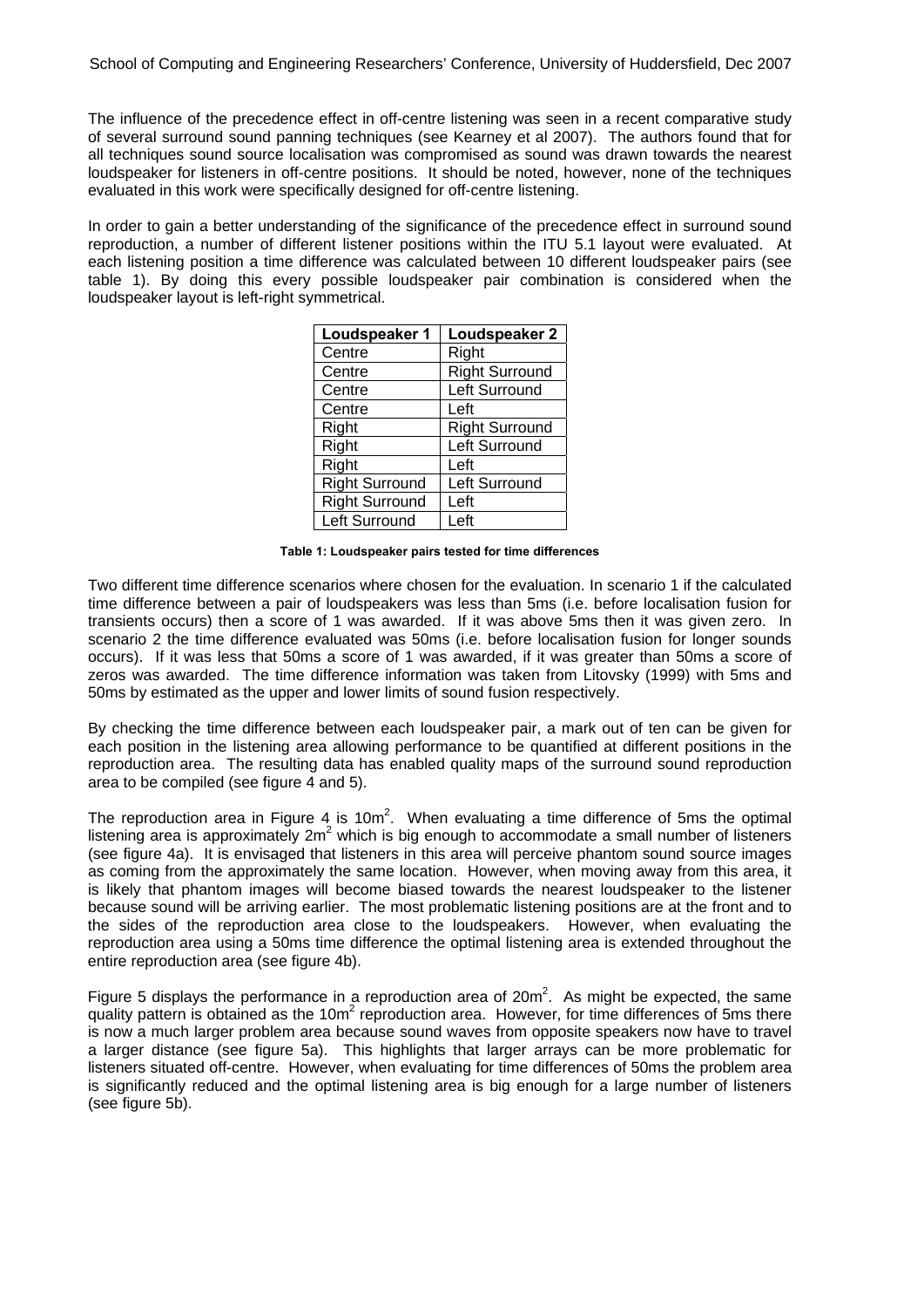The influence of the precedence effect in off-centre listening was seen in a recent comparative study of several surround sound panning techniques (see Kearney et al 2007). The authors found that for all techniques sound source localisation was compromised as sound was drawn towards the nearest loudspeaker for listeners in off-centre positions. It should be noted, however, none of the techniques evaluated in this work were specifically designed for off-centre listening.

In order to gain a better understanding of the significance of the precedence effect in surround sound reproduction, a number of different listener positions within the ITU 5.1 layout were evaluated. At each listening position a time difference was calculated between 10 different loudspeaker pairs (see table 1). By doing this every possible loudspeaker pair combination is considered when the loudspeaker layout is left-right symmetrical.

| Loudspeaker 1 | Loudspeaker 2 |
|---|---|
| Centre | Right |
| Centre | Right Surround |
| Centre | Left Surround |
| Centre | Left |
| Right | Right Surround |
| Right | Left Surround |
| Right | Left |
| Right Surround | Left Surround |
| Right Surround | Left |
| Left Surround | Left |

**Table 1: Loudspeaker pairs tested for time differences**

Two different time difference scenarios where chosen for the evaluation. In scenario 1 if the calculated time difference between a pair of loudspeakers was less than 5ms (i.e. before localisation fusion for transients occurs) then a score of 1 was awarded. If it was above 5ms then it was given zero. In scenario 2 the time difference evaluated was 50ms (i.e. before localisation fusion for longer sounds occurs). If it was less that 50ms a score of 1 was awarded, if it was greater than 50ms a score of zeros was awarded. The time difference information was taken from Litovsky (1999) with 5ms and 50ms by estimated as the upper and lower limits of sound fusion respectively.

By checking the time difference between each loudspeaker pair, a mark out of ten can be given for each position in the listening area allowing performance to be quantified at different positions in the reproduction area. The resulting data has enabled quality maps of the surround sound reproduction area to be compiled (see figure 4 and 5).

The reproduction area in Figure 4 is $10m^2$. When evaluating a time difference of 5ms the optimal listening area is approximately $2m^2$ which is big enough to accommodate a small number of listeners (see figure 4a). It is envisaged that listeners in this area will perceive phantom sound source images as coming from the approximately the same location. However, when moving away from this area, it is likely that phantom images will become biased towards the nearest loudspeaker to the listener because sound will be arriving earlier. The most problematic listening positions are at the front and to the sides of the reproduction area close to the loudspeakers. However, when evaluating the reproduction area using a 50ms time difference the optimal listening area is extended throughout the entire reproduction area (see figure 4b).

Figure 5 displays the performance in a reproduction area of $20m^2$. As might be expected, the same quality pattern is obtained as the $10m^2$ reproduction area. However, for time differences of 5ms there is now a much larger problem area because sound waves from opposite speakers now have to travel a larger distance (see figure 5a). This highlights that larger arrays can be more problematic for listeners situated off-centre. However, when evaluating for time differences of 50ms the problem area is significantly reduced and the optimal listening area is big enough for a large number of listeners (see figure 5b).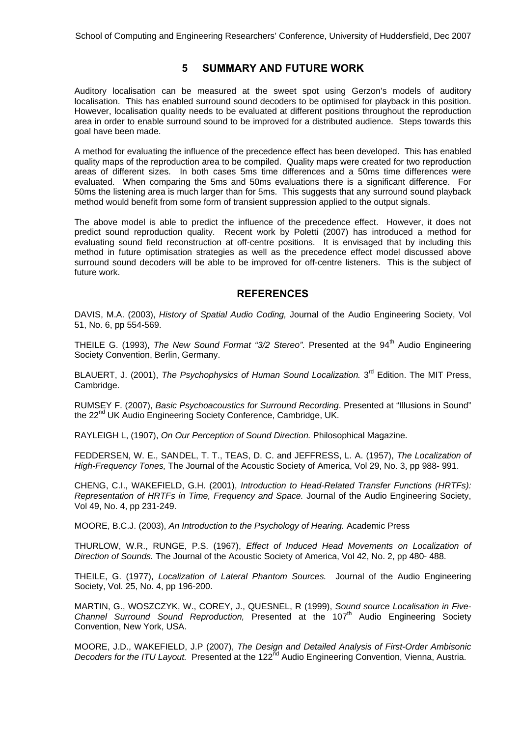## 5 SUMMARY AND FUTURE WORK

Auditory localisation can be measured at the sweet spot using Gerzon's models of auditory localisation. This has enabled surround sound decoders to be optimised for playback in this position. However, localisation quality needs to be evaluated at different positions throughout the reproduction area in order to enable surround sound to be improved for a distributed audience. Steps towards this goal have been made.

A method for evaluating the influence of the precedence effect has been developed. This has enabled quality maps of the reproduction area to be compiled. Quality maps were created for two reproduction areas of different sizes. In both cases 5ms time differences and a 50ms time differences were evaluated. When comparing the 5ms and 50ms evaluations there is a significant difference. For 50ms the listening area is much larger than for 5ms. This suggests that any surround sound playback method would benefit from some form of transient suppression applied to the output signals.

The above model is able to predict the influence of the precedence effect. However, it does not predict sound reproduction quality. Recent work by Poletti (2007) has introduced a method for evaluating sound field reconstruction at off-centre positions. It is envisaged that by including this method in future optimisation strategies as well as the precedence effect model discussed above surround sound decoders will be able to be improved for off-centre listeners. This is the subject of future work.

## REFERENCES

DAVIS, M.A. (2003), *History of Spatial Audio Coding,* Journal of the Audio Engineering Society, Vol 51, No. 6, pp 554-569.

THEILE G. (1993), *The New Sound Format "3/2 Stereo"*. Presented at the 94th Audio Engineering Society Convention, Berlin, Germany.

BLAUERT, J. (2001), *The Psychophysics of Human Sound Localization.* 3rd Edition. The MIT Press, Cambridge.

RUMSEY F. (2007), *Basic Psychoacoustics for Surround Recording*. Presented at "Illusions in Sound" the 22nd UK Audio Engineering Society Conference, Cambridge, UK.

RAYLEIGH L, (1907), *On Our Perception of Sound Direction.* Philosophical Magazine.

FEDDERSEN, W. E., SANDEL, T. T., TEAS, D. C. and JEFFRESS, L. A. (1957), *The Localization of High-Frequency Tones,* The Journal of the Acoustic Society of America, Vol 29, No. 3, pp 988- 991.

CHENG, C.I., WAKEFIELD, G.H. (2001), *Introduction to Head-Related Transfer Functions (HRTFs): Representation of HRTFs in Time, Frequency and Space.* Journal of the Audio Engineering Society, Vol 49, No. 4, pp 231-249.

MOORE, B.C.J. (2003), *An Introduction to the Psychology of Hearing.* Academic Press

THURLOW, W.R., RUNGE, P.S. (1967), *Effect of Induced Head Movements on Localization of Direction of Sounds.* The Journal of the Acoustic Society of America, Vol 42, No. 2, pp 480- 488.

THEILE, G. (1977), *Localization of Lateral Phantom Sources.* Journal of the Audio Engineering Society, Vol. 25, No. 4, pp 196-200.

MARTIN, G., WOSZCZYK, W., COREY, J., QUESNEL, R (1999), *Sound source Localisation in Five-Channel Surround Sound Reproduction,* Presented at the 107th Audio Engineering Society Convention, New York, USA.

MOORE, J.D., WAKEFIELD, J.P (2007), *The Design and Detailed Analysis of First-Order Ambisonic Decoders for the ITU Layout.* Presented at the 122nd Audio Engineering Convention, Vienna, Austria.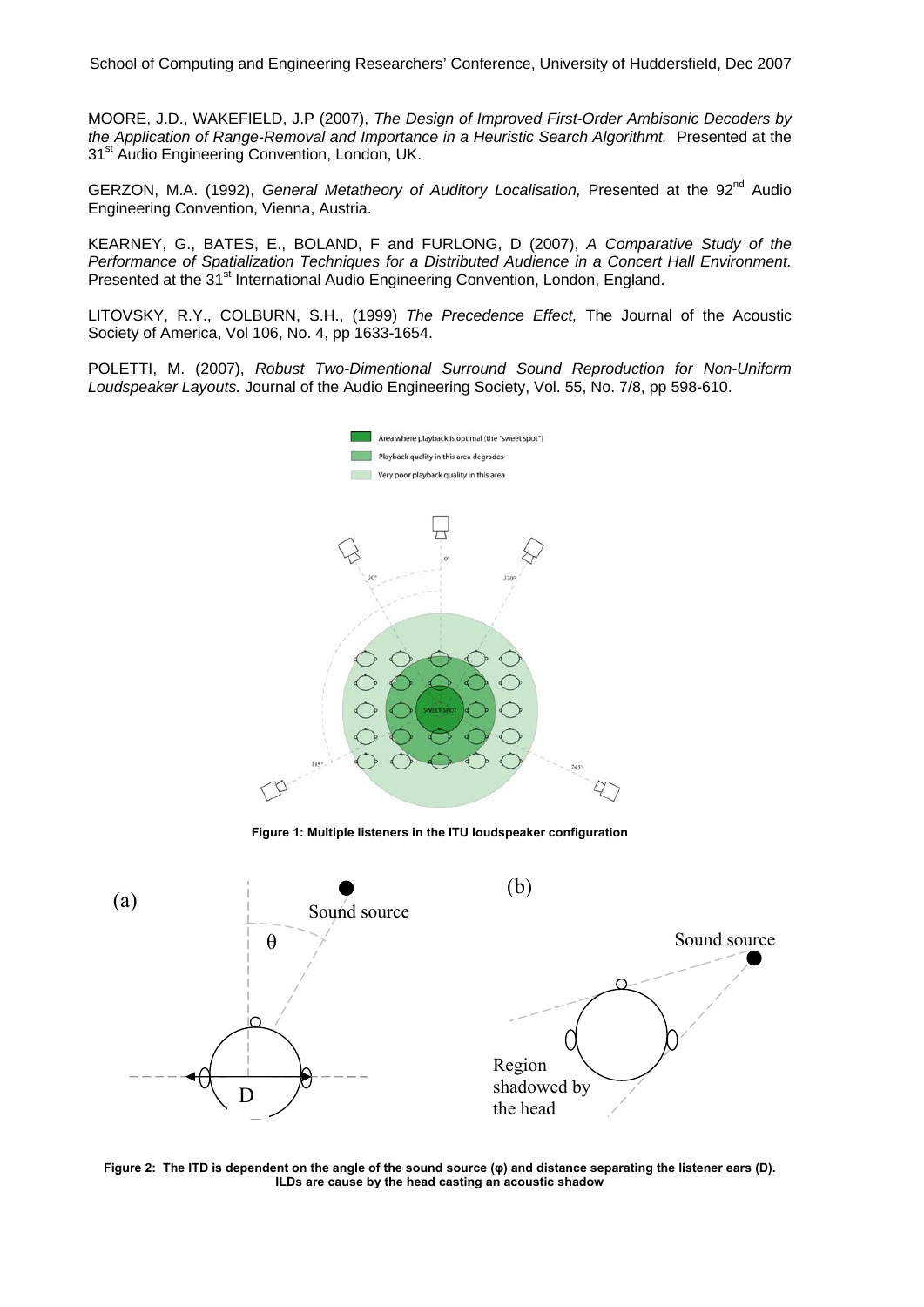MOORE, J.D., WAKEFIELD, J.P (2007), *The Design of Improved First-Order Ambisonic Decoders by the Application of Range-Removal and Importance in a Heuristic Search Algorithmt.* Presented at the 31st Audio Engineering Convention, London, UK.

GERZON, M.A. (1992), *General Metatheory of Auditory Localisation,* Presented at the 92nd Audio Engineering Convention, Vienna, Austria.

KEARNEY, G., BATES, E., BOLAND, F and FURLONG, D (2007), *A Comparative Study of the Performance of Spatialization Techniques for a Distributed Audience in a Concert Hall Environment.* Presented at the 31st International Audio Engineering Convention, London, England.

LITOVSKY, R.Y., COLBURN, S.H., (1999) *The Precedence Effect,* The Journal of the Acoustic Society of America, Vol 106, No. 4, pp 1633-1654.

POLETTI, M. (2007), *Robust Two-Dimentional Surround Sound Reproduction for Non-Uniform Loudspeaker Layouts.* Journal of the Audio Engineering Society, Vol. 55, No. 7/8, pp 598-610.

**Figure 1: Multiple listeners in the ITU loudspeaker configuration**

**Figure 2: The ITD is dependent on the angle of the sound source (φ) and distance separating the listener ears (D). ILDs are cause by the head casting an acoustic shadow**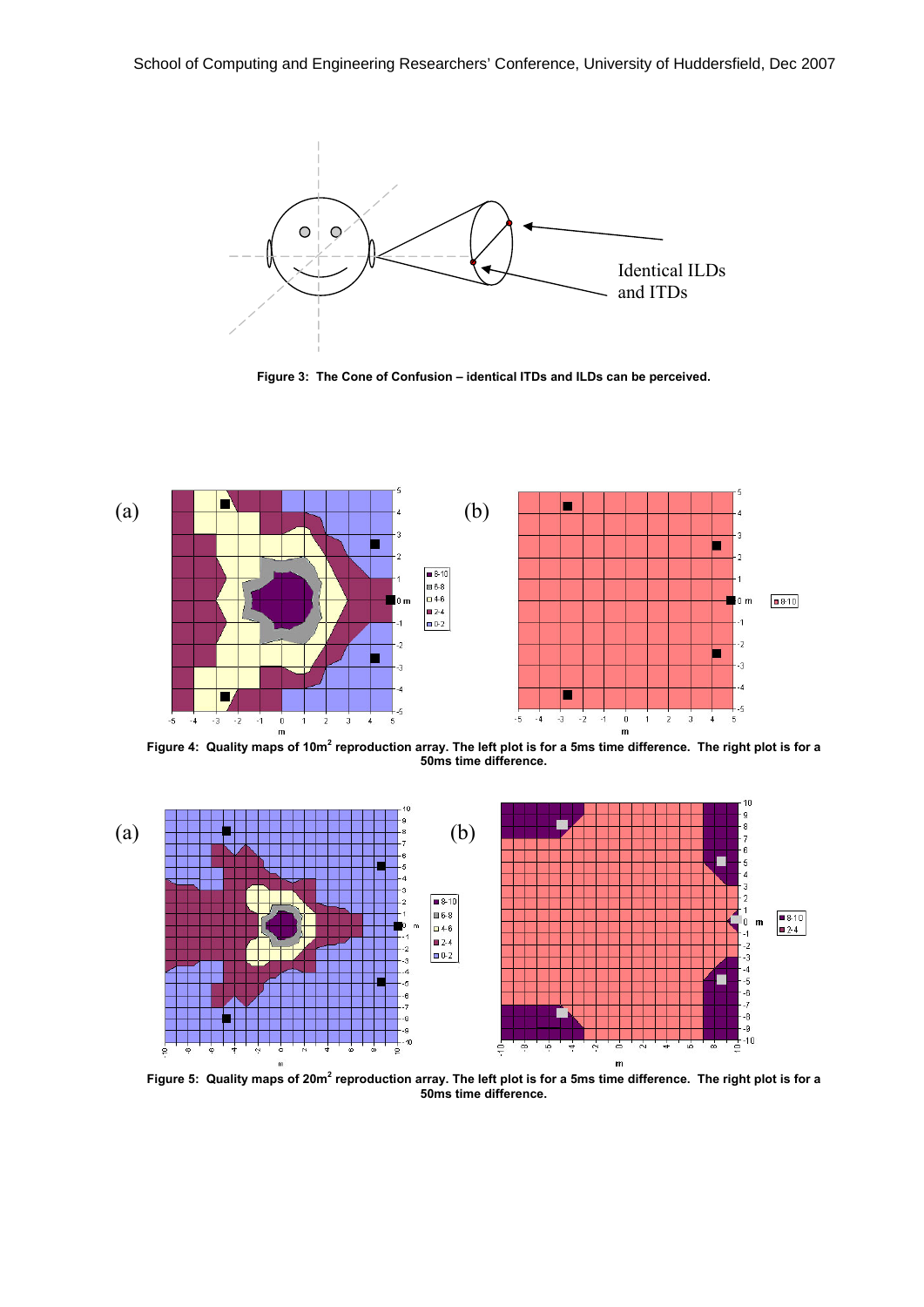Identical ILDs
and ITDs

**Figure 3: The Cone of Confusion – identical ITDs and ILDs can be perceived.**

(a)

8-10
6-8
4-6
2-4
0-2

(b)

8-10

**Figure 4: Quality maps of 10m² reproduction array. The left plot is for a 5ms time difference. The right plot is for a 50ms time difference.**

(a)

8-10
6-8
4-6
2-4
0-2

(b)

8-10
2-4

**Figure 5: Quality maps of 20m² reproduction array. The left plot is for a 5ms time difference. The right plot is for a 50ms time difference.**